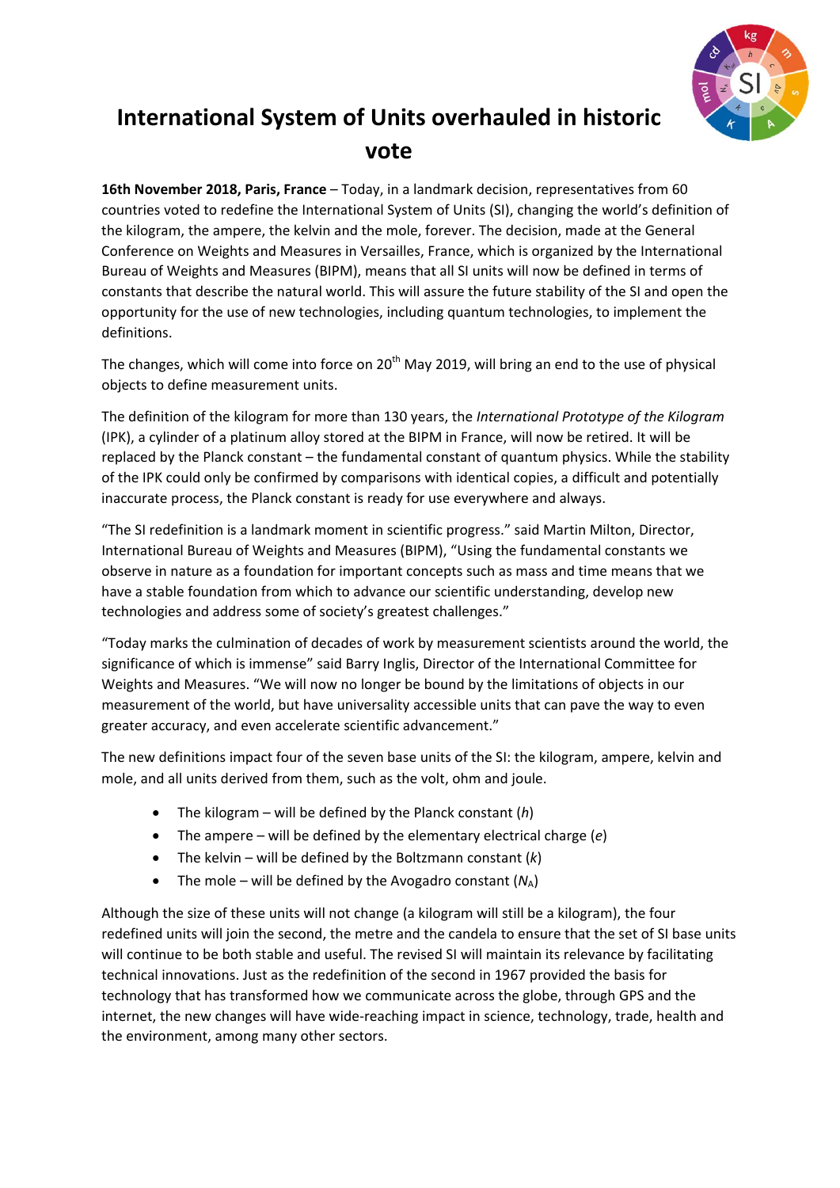# International System of Units overhauled in historic vote

**16th November 2018, Paris, France** – Today, in a landmark decision, representatives from 60 countries voted to redefine the International System of Units (SI), changing the world's definition of the kilogram, the ampere, the kelvin and the mole, forever. The decision, made at the General Conference on Weights and Measures in Versailles, France, which is organized by the International Bureau of Weights and Measures (BIPM), means that all SI units will now be defined in terms of constants that describe the natural world. This will assure the future stability of the SI and open the opportunity for the use of new technologies, including quantum technologies, to implement the definitions.

The changes, which will come into force on 20th May 2019, will bring an end to the use of physical objects to define measurement units.

The definition of the kilogram for more than 130 years, the *International Prototype of the Kilogram* (IPK), a cylinder of a platinum alloy stored at the BIPM in France, will now be retired. It will be replaced by the Planck constant – the fundamental constant of quantum physics. While the stability of the IPK could only be confirmed by comparisons with identical copies, a difficult and potentially inaccurate process, the Planck constant is ready for use everywhere and always.

"The SI redefinition is a landmark moment in scientific progress." said Martin Milton, Director, International Bureau of Weights and Measures (BIPM), "Using the fundamental constants we observe in nature as a foundation for important concepts such as mass and time means that we have a stable foundation from which to advance our scientific understanding, develop new technologies and address some of society's greatest challenges."

"Today marks the culmination of decades of work by measurement scientists around the world, the significance of which is immense" said Barry Inglis, Director of the International Committee for Weights and Measures. "We will now no longer be bound by the limitations of objects in our measurement of the world, but have universality accessible units that can pave the way to even greater accuracy, and even accelerate scientific advancement."

The new definitions impact four of the seven base units of the SI: the kilogram, ampere, kelvin and mole, and all units derived from them, such as the volt, ohm and joule.

- The kilogram – will be defined by the Planck constant ($h$)
- The ampere – will be defined by the elementary electrical charge ($e$)
- The kelvin – will be defined by the Boltzmann constant ($k$)
- The mole – will be defined by the Avogadro constant ($N_A$)

Although the size of these units will not change (a kilogram will still be a kilogram), the four redefined units will join the second, the metre and the candela to ensure that the set of SI base units will continue to be both stable and useful. The revised SI will maintain its relevance by facilitating technical innovations. Just as the redefinition of the second in 1967 provided the basis for technology that has transformed how we communicate across the globe, through GPS and the internet, the new changes will have wide-reaching impact in science, technology, trade, health and the environment, among many other sectors.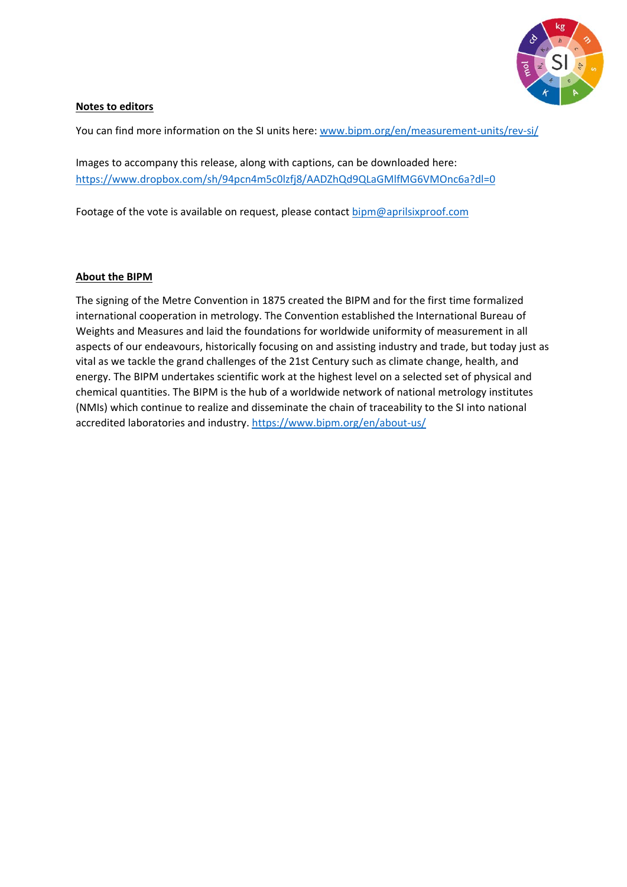**Notes to editors**

You can find more information on the SI units here: [www.bipm.org/en/measurement-units/rev-si/](www.bipm.org/en/measurement-units/rev-si/)

Images to accompany this release, along with captions, can be downloaded here:
[https://www.dropbox.com/sh/94pcn4m5c0lzfj8/AADZhQd9QLaGMlfMG6VMOnc6a?dl=0](https://www.dropbox.com/sh/94pcn4m5c0lzfj8/AADZhQd9QLaGMlfMG6VMOnc6a?dl=0)

Footage of the vote is available on request, please contact [bipm@aprilsixproof.com](mailto:bipm@aprilsixproof.com)

**About the BIPM**

The signing of the Metre Convention in 1875 created the BIPM and for the first time formalized international cooperation in metrology. The Convention established the International Bureau of Weights and Measures and laid the foundations for worldwide uniformity of measurement in all aspects of our endeavours, historically focusing on and assisting industry and trade, but today just as vital as we tackle the grand challenges of the 21st Century such as climate change, health, and energy. The BIPM undertakes scientific work at the highest level on a selected set of physical and chemical quantities. The BIPM is the hub of a worldwide network of national metrology institutes (NMIs) which continue to realize and disseminate the chain of traceability to the SI into national accredited laboratories and industry. [https://www.bipm.org/en/about-us/](https://www.bipm.org/en/about-us/)